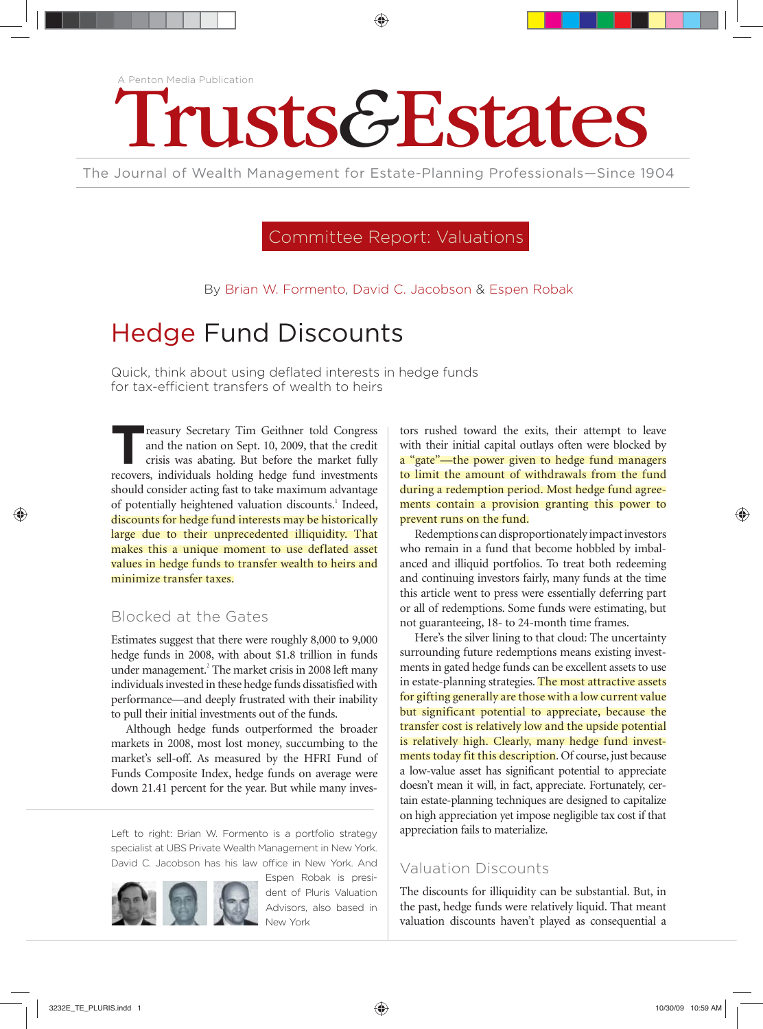A Penton Media Publication

# Trusts&Estates

The Journal of Wealth Management for Estate-Planning Professionals—Since 1904

Committee Report: Valuations

By Brian W. Formento, David C. Jacobson & Espen Robak

## Hedge Fund Discounts

Quick, think about using deflated interests in hedge funds for tax-efficient transfers of wealth to heirs

Treasury Secretary Tim Geithner told Congress and the nation on Sept. 10, 2009, that the credit crisis was abating. But before the market fully recovers, individuals holding hedge fund investments should consider acting fast to take maximum advantage of potentially heightened valuation discounts.[1] Indeed, discounts for hedge fund interests may be historically large due to their unprecedented illiquidity. That makes this a unique moment to use deflated asset values in hedge funds to transfer wealth to heirs and minimize transfer taxes.

### Blocked at the Gates

Estimates suggest that there were roughly 8,000 to 9,000 hedge funds in 2008, with about $1.8 trillion in funds under management.[2] The market crisis in 2008 left many individuals invested in these hedge funds dissatisfied with performance—and deeply frustrated with their inability to pull their initial investments out of the funds.

Although hedge funds outperformed the broader markets in 2008, most lost money, succumbing to the market's sell-off. As measured by the HFRI Fund of Funds Composite Index, hedge funds on average were down 21.41 percent for the year. But while many investors rushed toward the exits, their attempt to leave with their initial capital outlays often were blocked by a "gate"—the power given to hedge fund managers to limit the amount of withdrawals from the fund during a redemption period. Most hedge fund agreements contain a provision granting this power to prevent runs on the fund.

Redemptions can disproportionately impact investors who remain in a fund that become hobbled by imbalanced and illiquid portfolios. To treat both redeeming and continuing investors fairly, many funds at the time this article went to press were essentially deferring part or all of redemptions. Some funds were estimating, but not guaranteeing, 18- to 24-month time frames.

Here's the silver lining to that cloud: The uncertainty surrounding future redemptions means existing investments in gated hedge funds can be excellent assets to use in estate-planning strategies. The most attractive assets for gifting generally are those with a low current value but significant potential to appreciate, because the transfer cost is relatively low and the upside potential is relatively high. Clearly, many hedge fund investments today fit this description. Of course, just because a low-value asset has significant potential to appreciate doesn't mean it will, in fact, appreciate. Fortunately, certain estate-planning techniques are designed to capitalize on high appreciation yet impose negligible tax cost if that appreciation fails to materialize.

### Valuation Discounts

The discounts for illiquidity can be substantial. But, in the past, hedge funds were relatively liquid. That meant valuation discounts haven't played as consequential a

Left to right: Brian W. Formento is a portfolio strategy specialist at UBS Private Wealth Management in New York. David C. Jacobson has his law office in New York. And Espen Robak is president of Pluris Valuation Advisors, also based in New York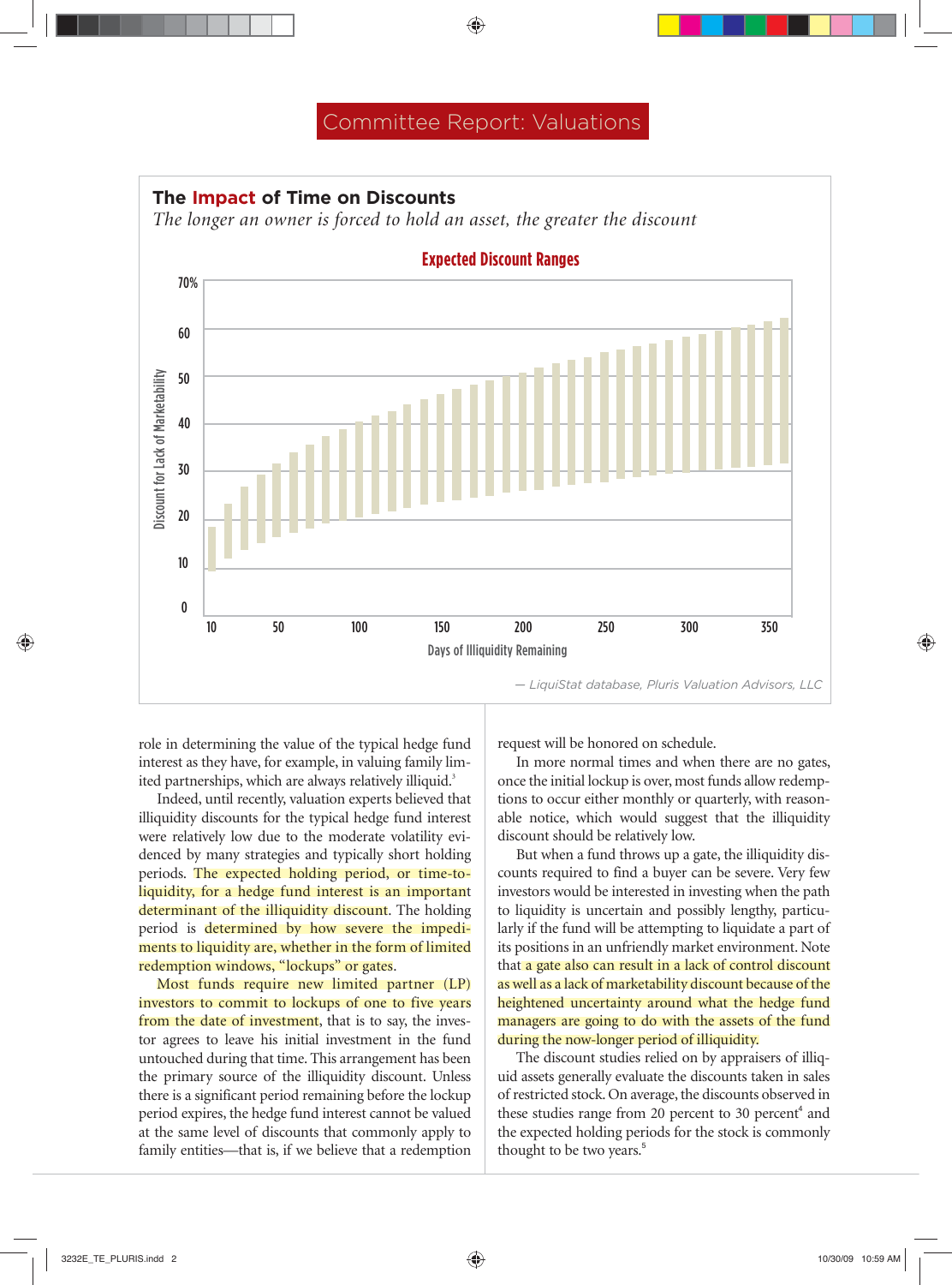## Committee Report: Valuations

### The Impact of Time on Discounts

*The longer an owner is forced to hold an asset, the greater the discount*

**Expected Discount Ranges**

— LiquiStat database, Pluris Valuation Advisors, LLC

role in determining the value of the typical hedge fund interest as they have, for example, in valuing family limited partnerships, which are always relatively illiquid.[3]

Indeed, until recently, valuation experts believed that illiquidity discounts for the typical hedge fund interest were relatively low due to the moderate volatility evidenced by many strategies and typically short holding periods. The expected holding period, or time-to-liquidity, for a hedge fund interest is an important determinant of the illiquidity discount. The holding period is determined by how severe the impediments to liquidity are, whether in the form of limited redemption windows, "lockups" or gates.

Most funds require new limited partner (LP) investors to commit to lockups of one to five years from the date of investment, that is to say, the investor agrees to leave his initial investment in the fund untouched during that time. This arrangement has been the primary source of the illiquidity discount. Unless there is a significant period remaining before the lockup period expires, the hedge fund interest cannot be valued at the same level of discounts that commonly apply to family entities—that is, if we believe that a redemption request will be honored on schedule.

In more normal times and when there are no gates, once the initial lockup is over, most funds allow redemptions to occur either monthly or quarterly, with reasonable notice, which would suggest that the illiquidity discount should be relatively low.

But when a fund throws up a gate, the illiquidity discounts required to find a buyer can be severe. Very few investors would be interested in investing when the path to liquidity is uncertain and possibly lengthy, particularly if the fund will be attempting to liquidate a part of its positions in an unfriendly market environment. Note that a gate also can result in a lack of control discount as well as a lack of marketability discount because of the heightened uncertainty around what the hedge fund managers are going to do with the assets of the fund during the now-longer period of illiquidity.

The discount studies relied on by appraisers of illiquid assets generally evaluate the discounts taken in sales of restricted stock. On average, the discounts observed in these studies range from 20 percent to 30 percent[4] and the expected holding periods for the stock is commonly thought to be two years.[5]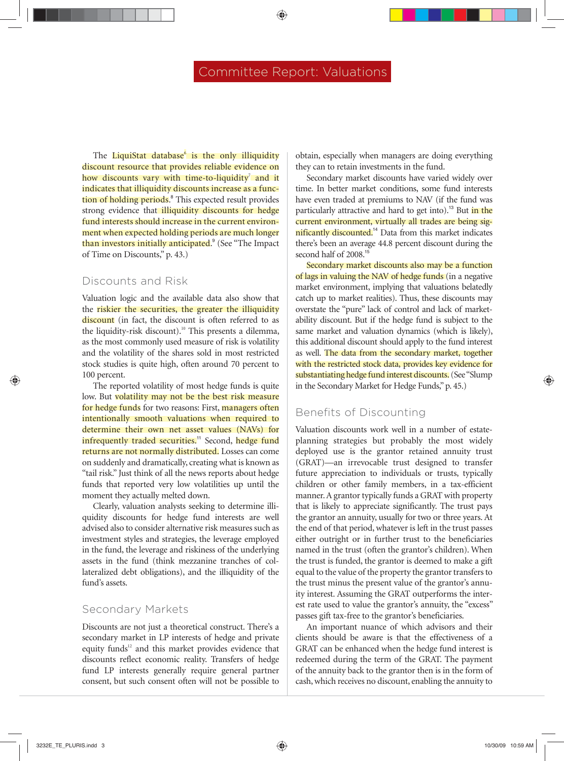## Committee Report: Valuations

The LiquiStat database[6] is the only illiquidity discount resource that provides reliable evidence on how discounts vary with time-to-liquidity[7] and it indicates that illiquidity discounts increase as a function of holding periods.[8] This expected result provides strong evidence that illiquidity discounts for hedge fund interests should increase in the current environment when expected holding periods are much longer than investors initially anticipated.[9] (See "The Impact of Time on Discounts," p. 43.)

### Discounts and Risk

Valuation logic and the available data also show that the riskier the securities, the greater the illiquidity discount (in fact, the discount is often referred to as the liquidity-risk discount).[10] This presents a dilemma, as the most commonly used measure of risk is volatility and the volatility of the shares sold in most restricted stock studies is quite high, often around 70 percent to 100 percent.

The reported volatility of most hedge funds is quite low. But volatility may not be the best risk measure for hedge funds for two reasons: First, managers often intentionally smooth valuations when required to determine their own net asset values (NAVs) for infrequently traded securities.[11] Second, hedge fund returns are not normally distributed. Losses can come on suddenly and dramatically, creating what is known as "tail risk." Just think of all the news reports about hedge funds that reported very low volatilities up until the moment they actually melted down.

Clearly, valuation analysts seeking to determine illiquidity discounts for hedge fund interests are well advised also to consider alternative risk measures such as investment styles and strategies, the leverage employed in the fund, the leverage and riskiness of the underlying assets in the fund (think mezzanine tranches of collateralized debt obligations), and the illiquidity of the fund's assets.

### Secondary Markets

Discounts are not just a theoretical construct. There's a secondary market in LP interests of hedge and private equity funds[12] and this market provides evidence that discounts reflect economic reality. Transfers of hedge fund LP interests generally require general partner consent, but such consent often will not be possible to obtain, especially when managers are doing everything they can to retain investments in the fund.

Secondary market discounts have varied widely over time. In better market conditions, some fund interests have even traded at premiums to NAV (if the fund was particularly attractive and hard to get into).[13] But in the current environment, virtually all trades are being significantly discounted.[14] Data from this market indicates there's been an average 44.8 percent discount during the second half of 2008.[15]

Secondary market discounts also may be a function of lags in valuing the NAV of hedge funds (in a negative market environment, implying that valuations belatedly catch up to market realities). Thus, these discounts may overstate the "pure" lack of control and lack of marketability discount. But if the hedge fund is subject to the same market and valuation dynamics (which is likely), this additional discount should apply to the fund interest as well. The data from the secondary market, together with the restricted stock data, provides key evidence for substantiating hedge fund interest discounts. (See "Slump in the Secondary Market for Hedge Funds," p. 45.)

### Benefits of Discounting

Valuation discounts work well in a number of estate-planning strategies but probably the most widely deployed use is the grantor retained annuity trust (GRAT)—an irrevocable trust designed to transfer future appreciation to individuals or trusts, typically children or other family members, in a tax-efficient manner. A grantor typically funds a GRAT with property that is likely to appreciate significantly. The trust pays the grantor an annuity, usually for two or three years. At the end of that period, whatever is left in the trust passes either outright or in further trust to the beneficiaries named in the trust (often the grantor's children). When the trust is funded, the grantor is deemed to make a gift equal to the value of the property the grantor transfers to the trust minus the present value of the grantor's annuity interest. Assuming the GRAT outperforms the interest rate used to value the grantor's annuity, the "excess" passes gift tax-free to the grantor's beneficiaries.

An important nuance of which advisors and their clients should be aware is that the effectiveness of a GRAT can be enhanced when the hedge fund interest is redeemed during the term of the GRAT. The payment of the annuity back to the grantor then is in the form of cash, which receives no discount, enabling the annuity to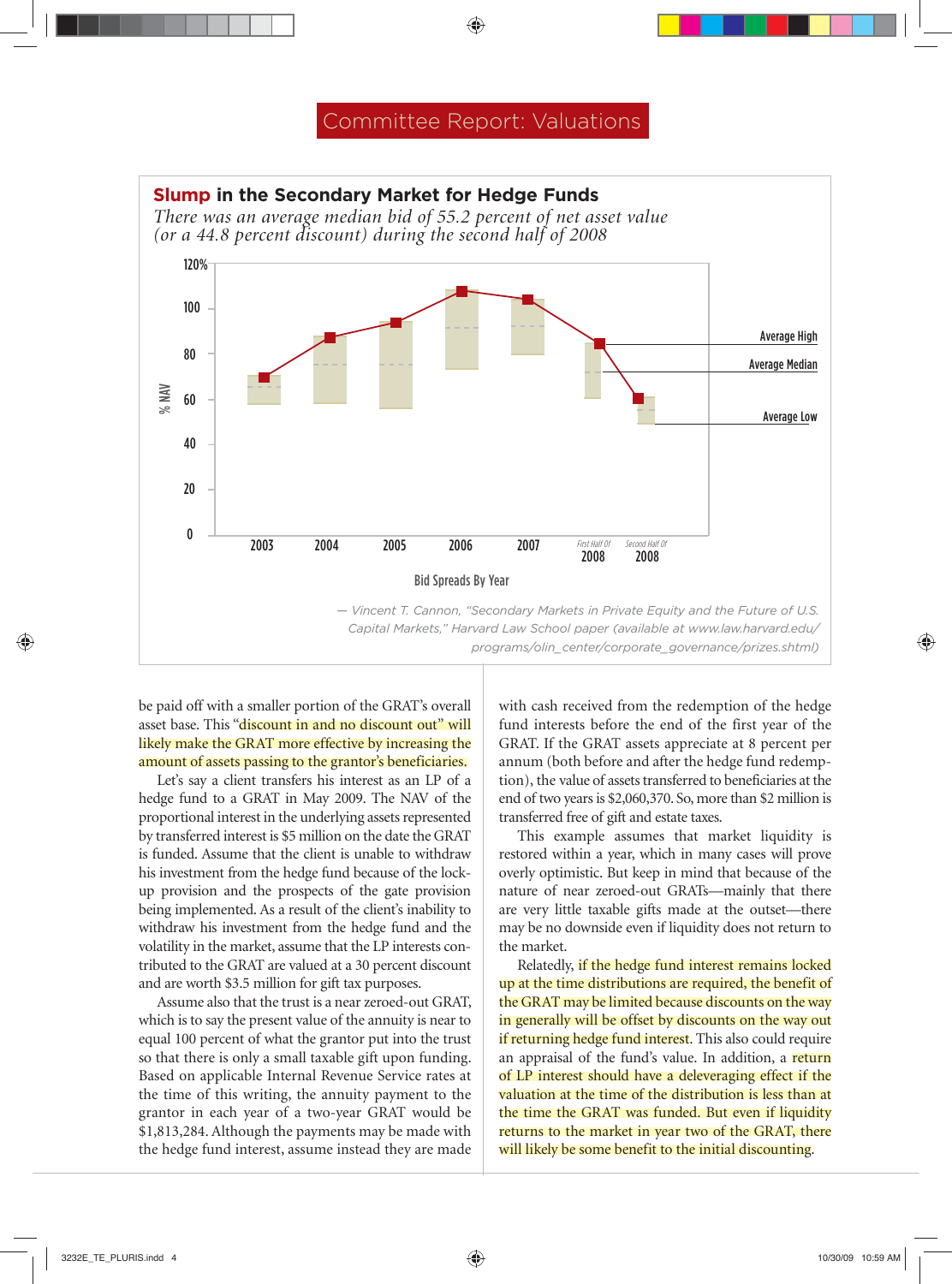# Committee Report: Valuations

## **Slump** in the Secondary Market for Hedge Funds

*There was an average median bid of 55.2 percent of net asset value (or a 44.8 percent discount) during the second half of 2008*

Bid Spreads By Year

— *Vincent T. Cannon, "Secondary Markets in Private Equity and the Future of U.S. Capital Markets," Harvard Law School paper (available at www.law.harvard.edu/programs/olin_center/corporate_governance/prizes.shtml)*

be paid off with a smaller portion of the GRAT's overall asset base. This "discount in and no discount out" will likely make the GRAT more effective by increasing the amount of assets passing to the grantor's beneficiaries.

Let's say a client transfers his interest as an LP of a hedge fund to a GRAT in May 2009. The NAV of the proportional interest in the underlying assets represented by transferred interest is $5 million on the date the GRAT is funded. Assume that the client is unable to withdraw his investment from the hedge fund because of the lock-up provision and the prospects of the gate provision being implemented. As a result of the client's inability to withdraw his investment from the hedge fund and the volatility in the market, assume that the LP interests contributed to the GRAT are valued at a 30 percent discount and are worth $3.5 million for gift tax purposes.

Assume also that the trust is a near zeroed-out GRAT, which is to say the present value of the annuity is near to equal 100 percent of what the grantor put into the trust so that there is only a small taxable gift upon funding. Based on applicable Internal Revenue Service rates at the time of this writing, the annuity payment to the grantor in each year of a two-year GRAT would be $1,813,284. Although the payments may be made with the hedge fund interest, assume instead they are made with cash received from the redemption of the hedge fund interests before the end of the first year of the GRAT. If the GRAT assets appreciate at 8 percent per annum (both before and after the hedge fund redemption), the value of assets transferred to beneficiaries at the end of two years is $2,060,370. So, more than $2 million is transferred free of gift and estate taxes.

This example assumes that market liquidity is restored within a year, which in many cases will prove overly optimistic. But keep in mind that because of the nature of near zeroed-out GRATs—mainly that there are very little taxable gifts made at the outset—there may be no downside even if liquidity does not return to the market.

Relatedly, if the hedge fund interest remains locked up at the time distributions are required, the benefit of the GRAT may be limited because discounts on the way in generally will be offset by discounts on the way out if returning hedge fund interest. This also could require an appraisal of the fund's value. In addition, a return of LP interest should have a deleveraging effect if the valuation at the time of the distribution is less than at the time the GRAT was funded. But even if liquidity returns to the market in year two of the GRAT, there will likely be some benefit to the initial discounting.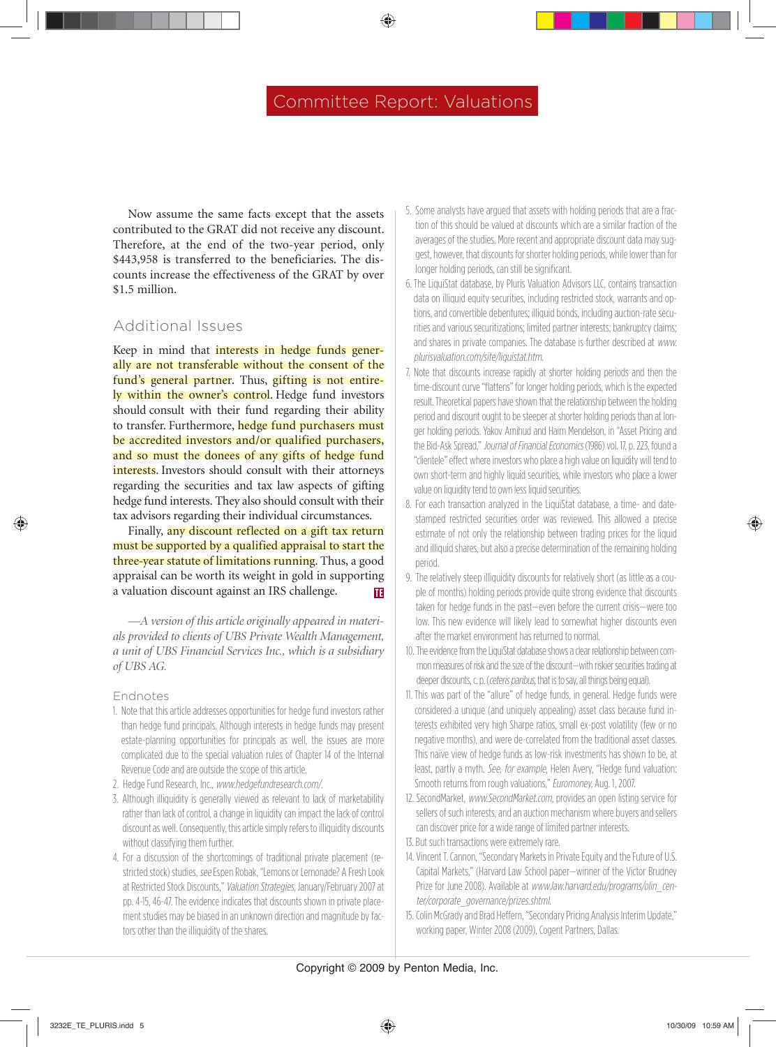Now assume the same facts except that the assets contributed to the GRAT did not receive any discount. Therefore, at the end of the two-year period, only $443,958 is transferred to the beneficiaries. The discounts increase the effectiveness of the GRAT by over $1.5 million.

## Additional Issues

Keep in mind that interests in hedge funds generally are not transferable without the consent of the fund's general partner. Thus, gifting is not entirely within the owner's control. Hedge fund investors should consult with their fund regarding their ability to transfer. Furthermore, hedge fund purchasers must be accredited investors and/or qualified purchasers, and so must the donees of any gifts of hedge fund interests. Investors should consult with their attorneys regarding the securities and tax law aspects of gifting hedge fund interests. They also should consult with their tax advisors regarding their individual circumstances.

Finally, any discount reflected on a gift tax return must be supported by a qualified appraisal to start the three-year statute of limitations running. Thus, a good appraisal can be worth its weight in gold in supporting a valuation discount against an IRS challenge.

*—A version of this article originally appeared in materials provided to clients of UBS Private Wealth Management, a unit of UBS Financial Services Inc., which is a subsidiary of UBS AG.*

## Endnotes

1. Note that this article addresses opportunities for hedge fund investors rather than hedge fund principals. Although interests in hedge funds may present estate-planning opportunities for principals as well, the issues are more complicated due to the special valuation rules of Chapter 14 of the Internal Revenue Code and are outside the scope of this article.
2. Hedge Fund Research, Inc., *www.hedgefundresearch.com/*.
3. Although illiquidity is generally viewed as relevant to lack of marketability rather than lack of control, a change in liquidity can impact the lack of control discount as well. Consequently, this article simply refers to illiquidity discounts without classifying them further.
4. For a discussion of the shortcomings of traditional private placement (restricted stock) studies, *see* Espen Robak, "Lemons or Lemonade? A Fresh Look at Restricted Stock Discounts," *Valuation Strategies*, January/February 2007 at pp. 4-15, 46-47. The evidence indicates that discounts shown in private placement studies may be biased in an unknown direction and magnitude by factors other than the illiquidity of the shares.
5. Some analysts have argued that assets with holding periods that are a fraction of this should be valued at discounts which are a similar fraction of the averages of the studies. More recent and appropriate discount data may suggest, however, that discounts for shorter holding periods, while lower than for longer holding periods, can still be significant.
6. The LiquiStat database, by Pluris Valuation Advisors LLC, contains transaction data on illiquid equity securities, including restricted stock, warrants and options, and convertible debentures; illiquid bonds, including auction-rate securities and various securitizations; limited partner interests; bankruptcy claims; and shares in private companies. The database is further described at *www.plurisvaluation.com/site/liquistat.htm*.
7. Note that discounts increase rapidly at shorter holding periods and then the time-discount curve "flattens" for longer holding periods, which is the expected result. Theoretical papers have shown that the relationship between the holding period and discount ought to be steeper at shorter holding periods than at longer holding periods. Yakov Amihud and Haim Mendelson, in "Asset Pricing and the Bid-Ask Spread," *Journal of Financial Economics* (1986) vol. 17, p. 223, found a "clientele" effect where investors who place a high value on liquidity will tend to own short-term and highly liquid securities, while investors who place a lower value on liquidity tend to own less liquid securities.
8. For each transaction analyzed in the LiquiStat database, a time- and date-stamped restricted securities order was reviewed. This allowed a precise estimate of not only the relationship between trading prices for the liquid and illiquid shares, but also a precise determination of the remaining holding period.
9. The relatively steep illiquidity discounts for relatively short (as little as a couple of months) holding periods provide quite strong evidence that discounts taken for hedge funds in the past—even before the current crisis—were too low. This new evidence will likely lead to somewhat higher discounts even after the market environment has returned to normal.
10. The evidence from the LiquiStat database shows a clear relationship between common measures of risk and the size of the discount—with riskier securities trading at deeper discounts, c. p. (*ceteris paribus*, that is to say, all things being equal).
11. This was part of the "allure" of hedge funds, in general. Hedge funds were considered a unique (and uniquely appealing) asset class because fund interests exhibited very high Sharpe ratios, small ex-post volatility (few or no negative months), and were de-correlated from the traditional asset classes. This naïve view of hedge funds as low-risk investments has shown to be, at least, partly a myth. *See, for example*, Helen Avery, "Hedge fund valuation: Smooth returns from rough valuations," *Euromoney*, Aug. 1, 2007.
12. SecondMarket, *www.SecondMarket.com*, provides an open listing service for sellers of such interests, and an auction mechanism where buyers and sellers can discover price for a wide range of limited partner interests.
13. But such transactions were extremely rare.
14. Vincent T. Cannon, "Secondary Markets in Private Equity and the Future of U.S. Capital Markets," (Harvard Law School paper—winner of the Victor Brudney Prize for June 2008). Available at *www.law.harvard.edu/programs/olin_center/corporate_governance/prizes.shtml*.
15. Colin McGrady and Brad Heffern, "Secondary Pricing Analysis Interim Update," working paper, Winter 2008 (2009), Cogent Partners, Dallas.

Copyright © 2009 by Penton Media, Inc.